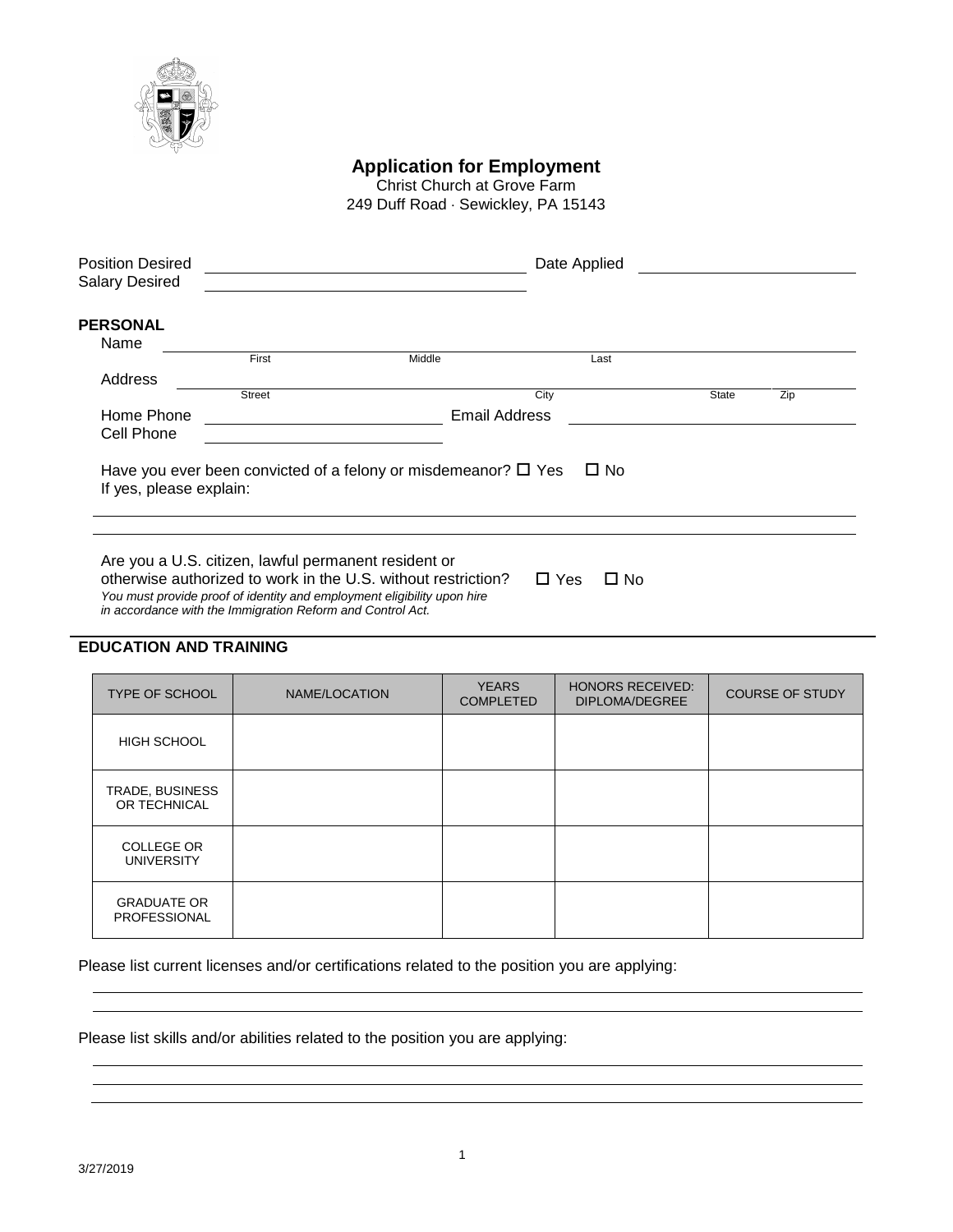# Application for Employment

Christ Church at Grove Farm
249 Duff Road · Sewickley, PA 15143

Position Desired ______________________ Date Applied ______________________
Salary Desired ______________________

## PERSONAL

Name ______________________________________________
First Middle Last

Address ______________________________________________
Street City State Zip

Home Phone ______________________ Email Address ______________________
Cell Phone ______________________

Have you ever been convicted of a felony or misdemeanor? ☐ Yes ☐ No
If yes, please explain:

______________________________________________

______________________________________________

Are you a U.S. citizen, lawful permanent resident or otherwise authorized to work in the U.S. without restriction? ☐ Yes ☐ No
*You must provide proof of identity and employment eligibility upon hire in accordance with the Immigration Reform and Control Act.*

## EDUCATION AND TRAINING

| TYPE OF SCHOOL | NAME/LOCATION | YEARS COMPLETED | HONORS RECEIVED: DIPLOMA/DEGREE | COURSE OF STUDY |
|---|---|---|---|---|
| HIGH SCHOOL | | | | |
| TRADE, BUSINESS OR TECHNICAL | | | | |
| COLLEGE OR UNIVERSITY | | | | |
| GRADUATE OR PROFESSIONAL | | | | |

Please list current licenses and/or certifications related to the position you are applying:

______________________________________________

______________________________________________

Please list skills and/or abilities related to the position you are applying:

______________________________________________

______________________________________________

______________________________________________

3/27/2019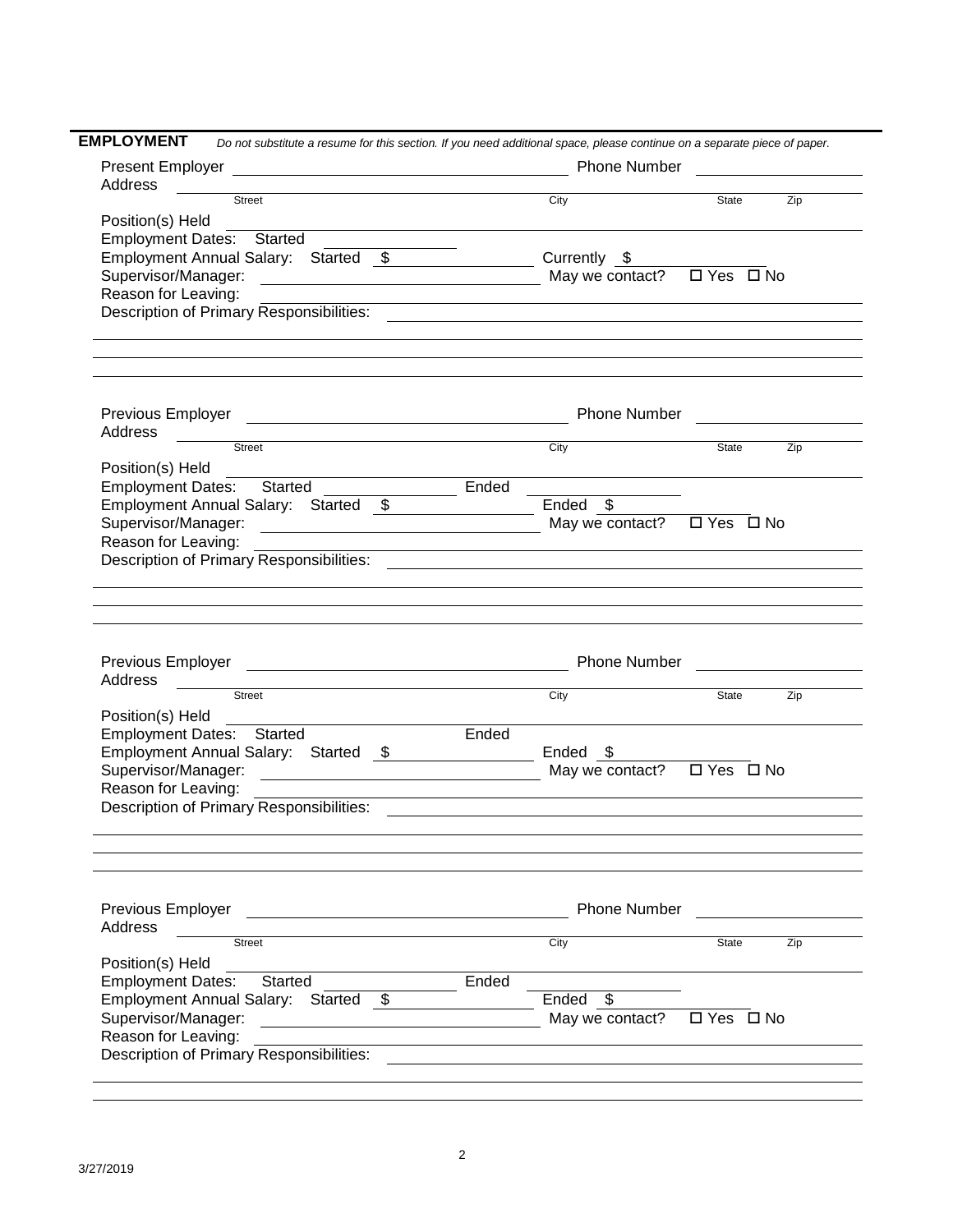## EMPLOYMENT

*Do not substitute a resume for this section. If you need additional space, please continue on a separate piece of paper.*

Present Employer ______________________________ Phone Number ______________

Address ______________________________________________________________

Street City State Zip

Position(s) Held ______________________________________________________

Employment Dates: Started ____________

Employment Annual Salary: Started $ ______________ Currently $ ______________

Supervisor/Manager: ______________________ May we contact? ☐ Yes ☐ No

Reason for Leaving: ___________________________________________________

Description of Primary Responsibilities: ___________________________________

________________________________________________________________________

________________________________________________________________________

________________________________________________________________________

Previous Employer ______________________________ Phone Number ______________

Address ______________________________________________________________

Street City State Zip

Position(s) Held ______________________________________________________

Employment Dates: Started ____________ Ended ____________

Employment Annual Salary: Started $ ______________ Ended $ ______________

Supervisor/Manager: ______________________ May we contact? ☐ Yes ☐ No

Reason for Leaving: ___________________________________________________

Description of Primary Responsibilities: ___________________________________

________________________________________________________________________

________________________________________________________________________

________________________________________________________________________

Previous Employer ______________________________ Phone Number ______________

Address ______________________________________________________________

Street City State Zip

Position(s) Held ______________________________________________________

Employment Dates: Started ____________ Ended ____________

Employment Annual Salary: Started $ ______________ Ended $ ______________

Supervisor/Manager: ______________________ May we contact? ☐ Yes ☐ No

Reason for Leaving: ___________________________________________________

Description of Primary Responsibilities: ___________________________________

________________________________________________________________________

________________________________________________________________________

________________________________________________________________________

Previous Employer ______________________________ Phone Number ______________

Address ______________________________________________________________

Street City State Zip

Position(s) Held ______________________________________________________

Employment Dates: Started ____________ Ended ____________

Employment Annual Salary: Started $ ______________ Ended $ ______________

Supervisor/Manager: ______________________ May we contact? ☐ Yes ☐ No

Reason for Leaving: ___________________________________________________

Description of Primary Responsibilities: ___________________________________

________________________________________________________________________

________________________________________________________________________

3/27/2019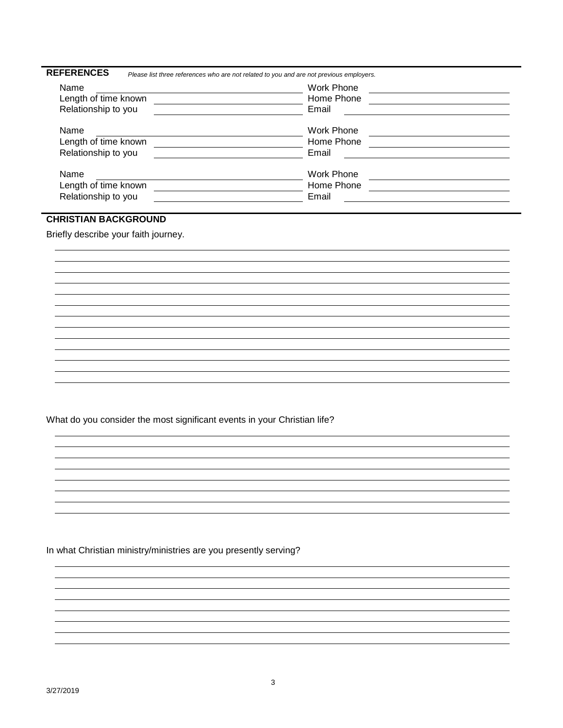## REFERENCES

*Please list three references who are not related to you and are not previous employers.*

| | | | |
|---|---|---|---|
| Name | | Work Phone | |
| Length of time known | | Home Phone | |
| Relationship to you | | Email | |

| | | | |
|---|---|---|---|
| Name | | Work Phone | |
| Length of time known | | Home Phone | |
| Relationship to you | | Email | |

| | | | |
|---|---|---|---|
| Name | | Work Phone | |
| Length of time known | | Home Phone | |
| Relationship to you | | Email | |

## CHRISTIAN BACKGROUND

Briefly describe your faith journey.

What do you consider the most significant events in your Christian life?

In what Christian ministry/ministries are you presently serving?

3/27/2019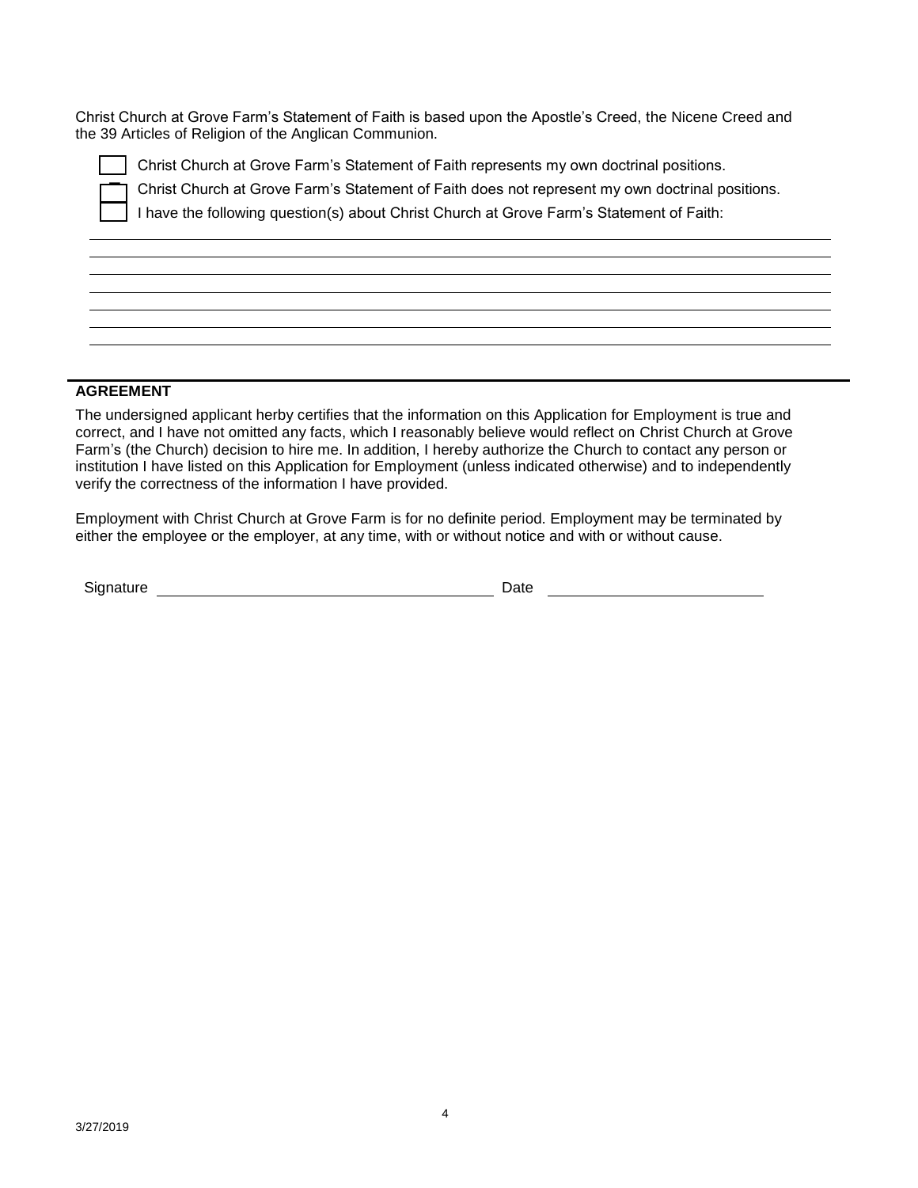Christ Church at Grove Farm's Statement of Faith is based upon the Apostle's Creed, the Nicene Creed and the 39 Articles of Religion of the Anglican Communion.

- [ ] Christ Church at Grove Farm's Statement of Faith represents my own doctrinal positions.
- [ ] Christ Church at Grove Farm's Statement of Faith does not represent my own doctrinal positions.
- [ ] I have the following question(s) about Christ Church at Grove Farm's Statement of Faith:

______________________________________________________________________________

______________________________________________________________________________

______________________________________________________________________________

______________________________________________________________________________

______________________________________________________________________________

______________________________________________________________________________

______________________________________________________________________________

## AGREEMENT

The undersigned applicant herby certifies that the information on this Application for Employment is true and correct, and I have not omitted any facts, which I reasonably believe would reflect on Christ Church at Grove Farm's (the Church) decision to hire me. In addition, I hereby authorize the Church to contact any person or institution I have listed on this Application for Employment (unless indicated otherwise) and to independently verify the correctness of the information I have provided.

Employment with Christ Church at Grove Farm is for no definite period. Employment may be terminated by either the employee or the employer, at any time, with or without notice and with or without cause.

Signature ______________________________ Date ____________________

3/27/2019